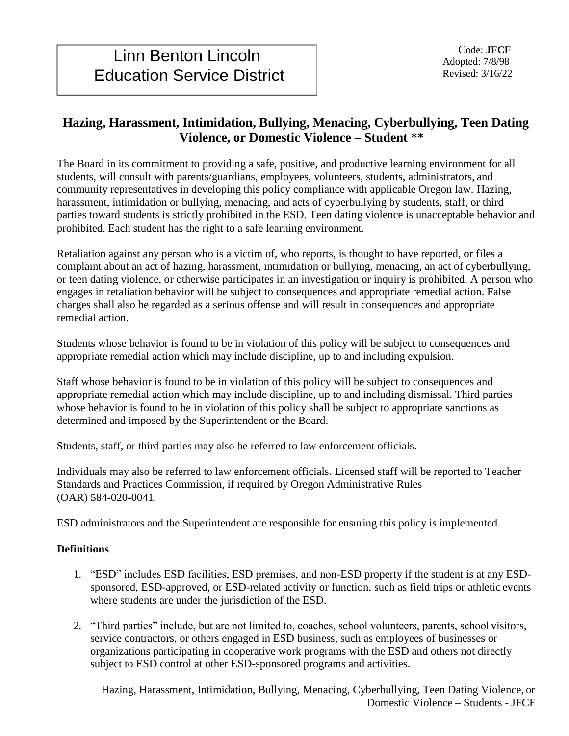# Linn Benton Lincoln Education Service District

Code: **JFCF**
Adopted: 7/8/98
Revised: 3/16/22

## Hazing, Harassment, Intimidation, Bullying, Menacing, Cyberbullying, Teen Dating Violence, or Domestic Violence – Student **

The Board in its commitment to providing a safe, positive, and productive learning environment for all students, will consult with parents/guardians, employees, volunteers, students, administrators, and community representatives in developing this policy compliance with applicable Oregon law. Hazing, harassment, intimidation or bullying, menacing, and acts of cyberbullying by students, staff, or third parties toward students is strictly prohibited in the ESD. Teen dating violence is unacceptable behavior and prohibited. Each student has the right to a safe learning environment.

Retaliation against any person who is a victim of, who reports, is thought to have reported, or files a complaint about an act of hazing, harassment, intimidation or bullying, menacing, an act of cyberbullying, or teen dating violence, or otherwise participates in an investigation or inquiry is prohibited. A person who engages in retaliation behavior will be subject to consequences and appropriate remedial action. False charges shall also be regarded as a serious offense and will result in consequences and appropriate remedial action.

Students whose behavior is found to be in violation of this policy will be subject to consequences and appropriate remedial action which may include discipline, up to and including expulsion.

Staff whose behavior is found to be in violation of this policy will be subject to consequences and appropriate remedial action which may include discipline, up to and including dismissal. Third parties whose behavior is found to be in violation of this policy shall be subject to appropriate sanctions as determined and imposed by the Superintendent or the Board.

Students, staff, or third parties may also be referred to law enforcement officials.

Individuals may also be referred to law enforcement officials. Licensed staff will be reported to Teacher Standards and Practices Commission, if required by Oregon Administrative Rules (OAR) 584-020-0041.

ESD administrators and the Superintendent are responsible for ensuring this policy is implemented.

### Definitions

1. "ESD" includes ESD facilities, ESD premises, and non-ESD property if the student is at any ESD-sponsored, ESD-approved, or ESD-related activity or function, such as field trips or athletic events where students are under the jurisdiction of the ESD.

2. "Third parties" include, but are not limited to, coaches, school volunteers, parents, school visitors, service contractors, or others engaged in ESD business, such as employees of businesses or organizations participating in cooperative work programs with the ESD and others not directly subject to ESD control at other ESD-sponsored programs and activities.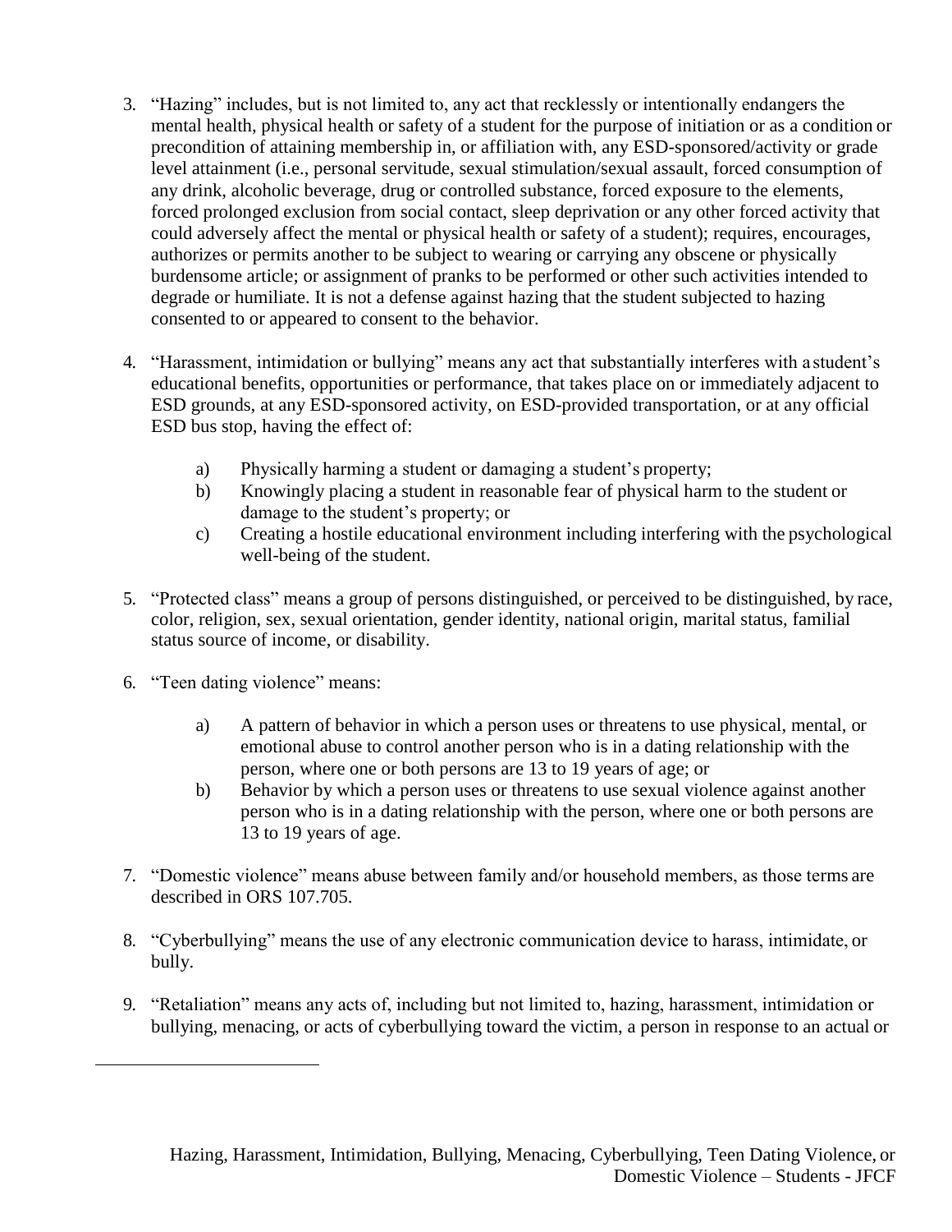3. "Hazing" includes, but is not limited to, any act that recklessly or intentionally endangers the mental health, physical health or safety of a student for the purpose of initiation or as a condition or precondition of attaining membership in, or affiliation with, any ESD-sponsored/activity or grade level attainment (i.e., personal servitude, sexual stimulation/sexual assault, forced consumption of any drink, alcoholic beverage, drug or controlled substance, forced exposure to the elements, forced prolonged exclusion from social contact, sleep deprivation or any other forced activity that could adversely affect the mental or physical health or safety of a student); requires, encourages, authorizes or permits another to be subject to wearing or carrying any obscene or physically burdensome article; or assignment of pranks to be performed or other such activities intended to degrade or humiliate. It is not a defense against hazing that the student subjected to hazing consented to or appeared to consent to the behavior.

4. "Harassment, intimidation or bullying" means any act that substantially interferes with a student's educational benefits, opportunities or performance, that takes place on or immediately adjacent to ESD grounds, at any ESD-sponsored activity, on ESD-provided transportation, or at any official ESD bus stop, having the effect of:

    a) Physically harming a student or damaging a student's property;
    b) Knowingly placing a student in reasonable fear of physical harm to the student or damage to the student's property; or
    c) Creating a hostile educational environment including interfering with the psychological well-being of the student.

5. "Protected class" means a group of persons distinguished, or perceived to be distinguished, by race, color, religion, sex, sexual orientation, gender identity, national origin, marital status, familial status source of income, or disability.

6. "Teen dating violence" means:

    a) A pattern of behavior in which a person uses or threatens to use physical, mental, or emotional abuse to control another person who is in a dating relationship with the person, where one or both persons are 13 to 19 years of age; or
    b) Behavior by which a person uses or threatens to use sexual violence against another person who is in a dating relationship with the person, where one or both persons are 13 to 19 years of age.

7. "Domestic violence" means abuse between family and/or household members, as those terms are described in ORS 107.705.

8. "Cyberbullying" means the use of any electronic communication device to harass, intimidate, or bully.

9. "Retaliation" means any acts of, including but not limited to, hazing, harassment, intimidation or bullying, menacing, or acts of cyberbullying toward the victim, a person in response to an actual or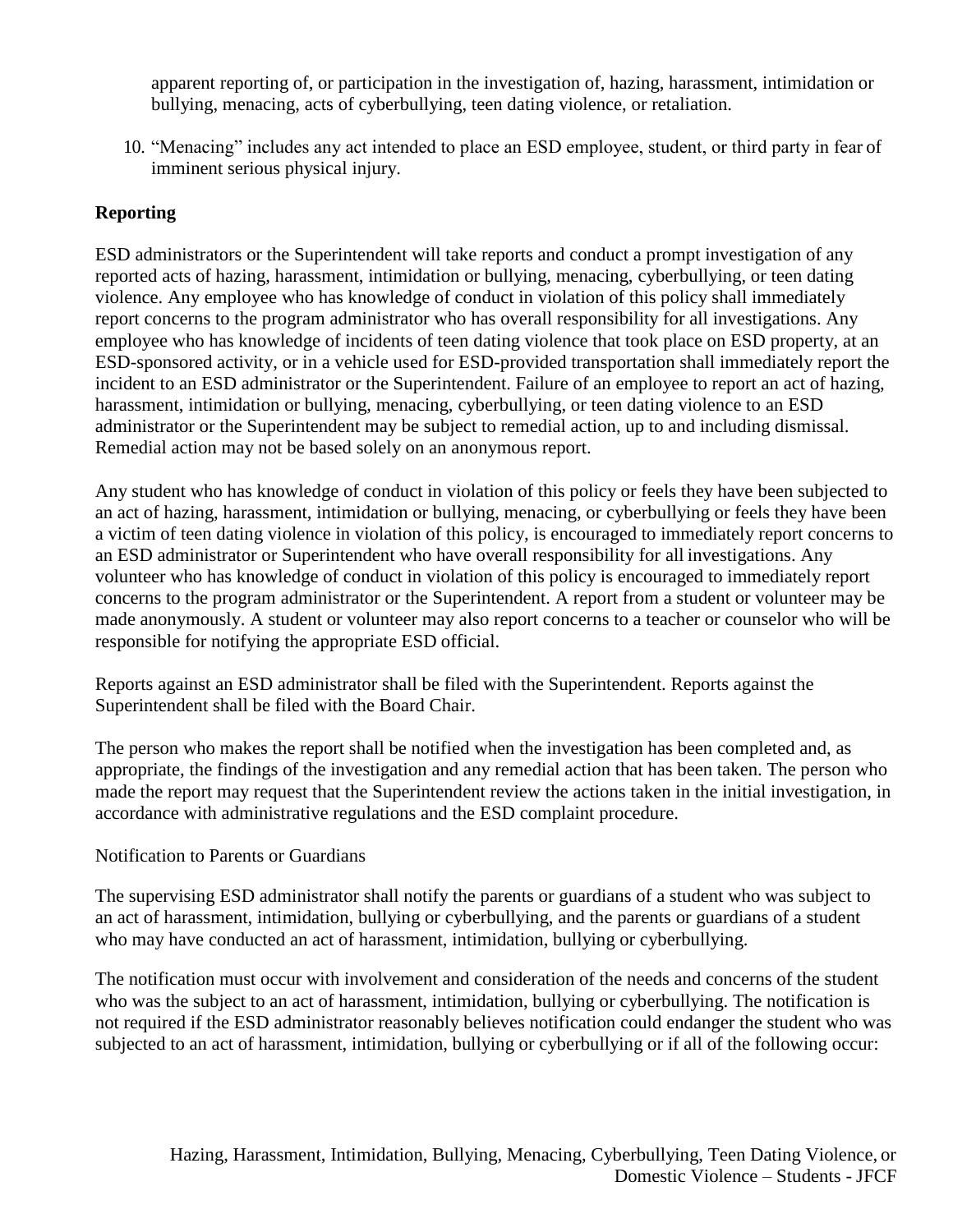apparent reporting of, or participation in the investigation of, hazing, harassment, intimidation or bullying, menacing, acts of cyberbullying, teen dating violence, or retaliation.

10. "Menacing" includes any act intended to place an ESD employee, student, or third party in fear of imminent serious physical injury.

**Reporting**

ESD administrators or the Superintendent will take reports and conduct a prompt investigation of any reported acts of hazing, harassment, intimidation or bullying, menacing, cyberbullying, or teen dating violence. Any employee who has knowledge of conduct in violation of this policy shall immediately report concerns to the program administrator who has overall responsibility for all investigations. Any employee who has knowledge of incidents of teen dating violence that took place on ESD property, at an ESD-sponsored activity, or in a vehicle used for ESD-provided transportation shall immediately report the incident to an ESD administrator or the Superintendent. Failure of an employee to report an act of hazing, harassment, intimidation or bullying, menacing, cyberbullying, or teen dating violence to an ESD administrator or the Superintendent may be subject to remedial action, up to and including dismissal. Remedial action may not be based solely on an anonymous report.

Any student who has knowledge of conduct in violation of this policy or feels they have been subjected to an act of hazing, harassment, intimidation or bullying, menacing, or cyberbullying or feels they have been a victim of teen dating violence in violation of this policy, is encouraged to immediately report concerns to an ESD administrator or Superintendent who have overall responsibility for all investigations. Any volunteer who has knowledge of conduct in violation of this policy is encouraged to immediately report concerns to the program administrator or the Superintendent. A report from a student or volunteer may be made anonymously. A student or volunteer may also report concerns to a teacher or counselor who will be responsible for notifying the appropriate ESD official.

Reports against an ESD administrator shall be filed with the Superintendent. Reports against the Superintendent shall be filed with the Board Chair.

The person who makes the report shall be notified when the investigation has been completed and, as appropriate, the findings of the investigation and any remedial action that has been taken. The person who made the report may request that the Superintendent review the actions taken in the initial investigation, in accordance with administrative regulations and the ESD complaint procedure.

Notification to Parents or Guardians

The supervising ESD administrator shall notify the parents or guardians of a student who was subject to an act of harassment, intimidation, bullying or cyberbullying, and the parents or guardians of a student who may have conducted an act of harassment, intimidation, bullying or cyberbullying.

The notification must occur with involvement and consideration of the needs and concerns of the student who was the subject to an act of harassment, intimidation, bullying or cyberbullying. The notification is not required if the ESD administrator reasonably believes notification could endanger the student who was subjected to an act of harassment, intimidation, bullying or cyberbullying or if all of the following occur: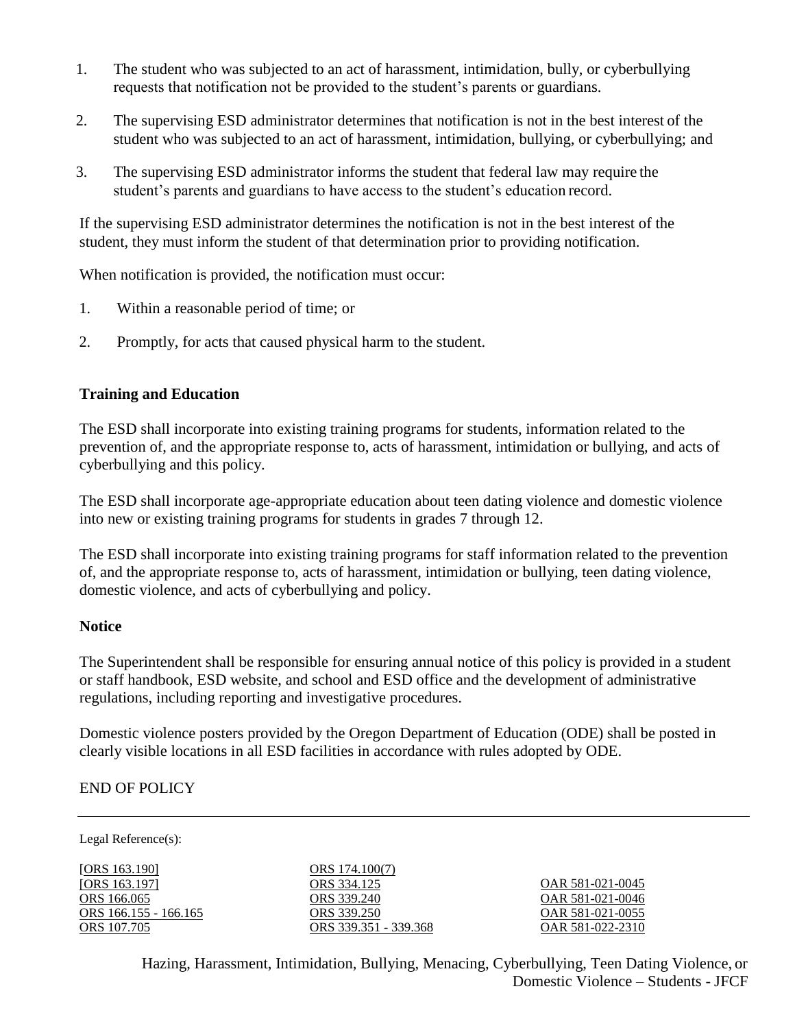1. The student who was subjected to an act of harassment, intimidation, bully, or cyberbullying requests that notification not be provided to the student's parents or guardians.
2. The supervising ESD administrator determines that notification is not in the best interest of the student who was subjected to an act of harassment, intimidation, bullying, or cyberbullying; and
3. The supervising ESD administrator informs the student that federal law may require the student's parents and guardians to have access to the student's education record.

If the supervising ESD administrator determines the notification is not in the best interest of the student, they must inform the student of that determination prior to providing notification.

When notification is provided, the notification must occur:

1. Within a reasonable period of time; or
2. Promptly, for acts that caused physical harm to the student.

**Training and Education**

The ESD shall incorporate into existing training programs for students, information related to the prevention of, and the appropriate response to, acts of harassment, intimidation or bullying, and acts of cyberbullying and this policy.

The ESD shall incorporate age-appropriate education about teen dating violence and domestic violence into new or existing training programs for students in grades 7 through 12.

The ESD shall incorporate into existing training programs for staff information related to the prevention of, and the appropriate response to, acts of harassment, intimidation or bullying, teen dating violence, domestic violence, and acts of cyberbullying and policy.

**Notice**

The Superintendent shall be responsible for ensuring annual notice of this policy is provided in a student or staff handbook, ESD website, and school and ESD office and the development of administrative regulations, including reporting and investigative procedures.

Domestic violence posters provided by the Oregon Department of Education (ODE) shall be posted in clearly visible locations in all ESD facilities in accordance with rules adopted by ODE.

END OF POLICY

---

Legal Reference(s):

| | | |
|---|---|---|
| [ORS 163.190] | ORS 174.100(7) | |
| [ORS 163.197] | ORS 334.125 | OAR 581-021-0045 |
| ORS 166.065 | ORS 339.240 | OAR 581-021-0046 |
| ORS 166.155 - 166.165 | ORS 339.250 | OAR 581-021-0055 |
| ORS 107.705 | ORS 339.351 - 339.368 | OAR 581-022-2310 |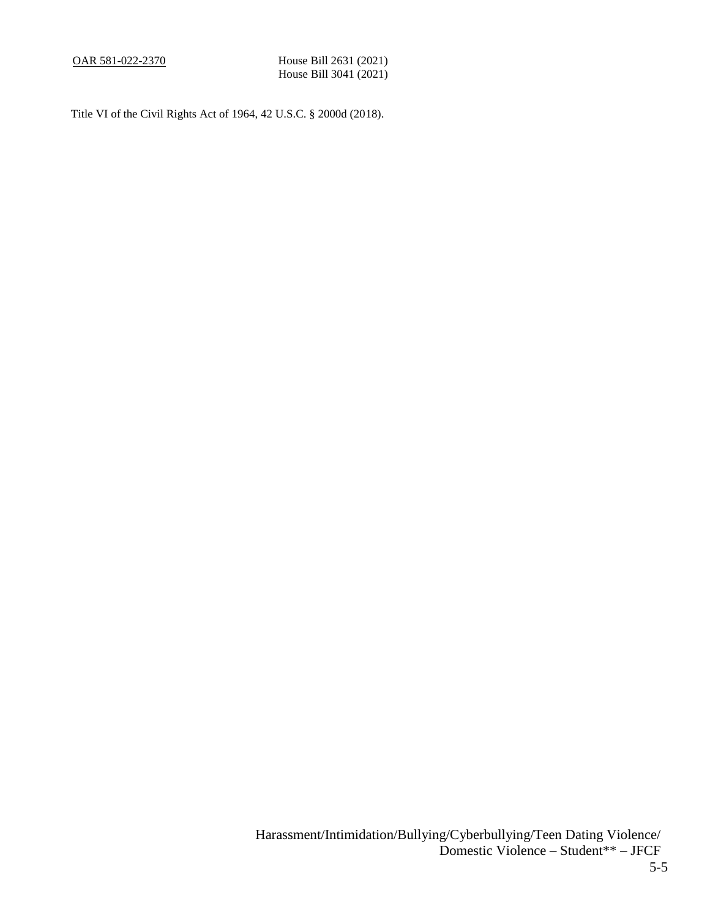<u>OAR 581-022-2370</u> House Bill 2631 (2021)
House Bill 3041 (2021)

Title VI of the Civil Rights Act of 1964, 42 U.S.C. § 2000d (2018).